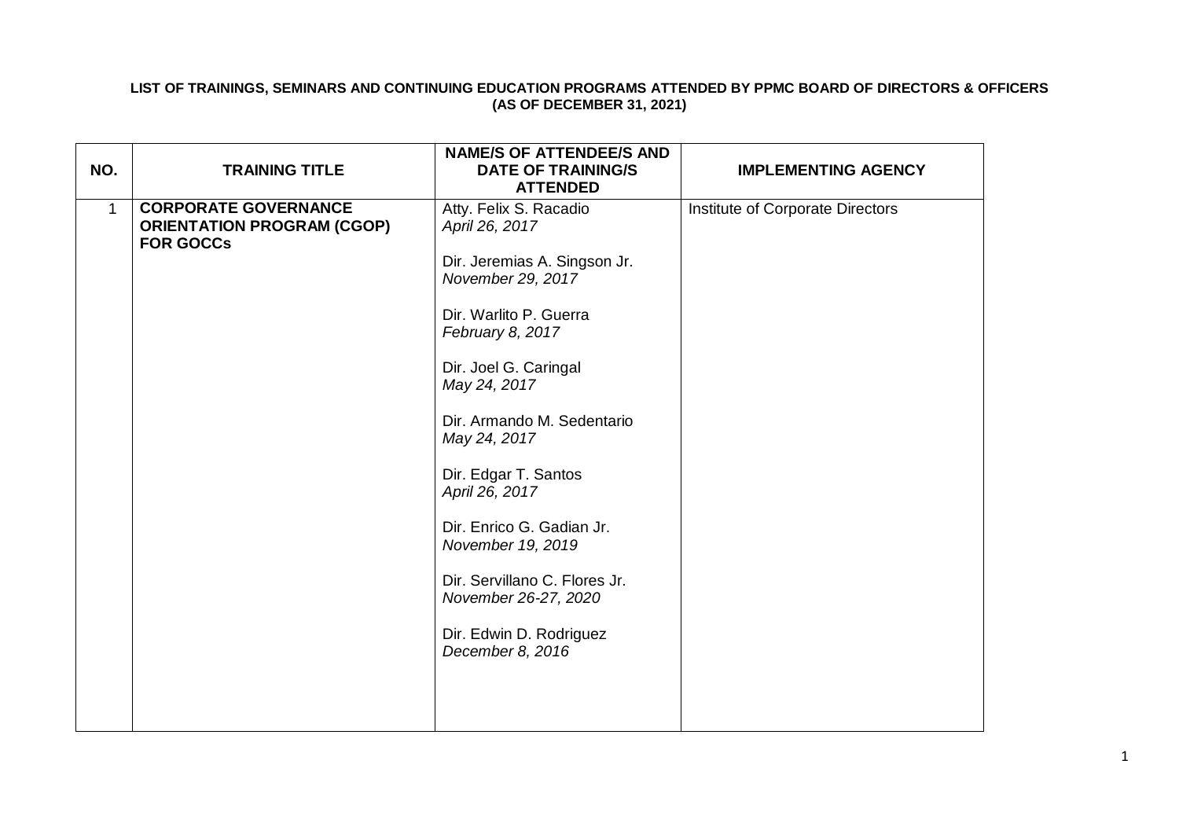**LIST OF TRAININGS, SEMINARS AND CONTINUING EDUCATION PROGRAMS ATTENDED BY PPMC BOARD OF DIRECTORS & OFFICERS (AS OF DECEMBER 31, 2021)**

| NO. | TRAINING TITLE | NAME/S OF ATTENDEE/S AND DATE OF TRAINING/S ATTENDED | IMPLEMENTING AGENCY |
|---|---|---|---|
| 1 | **CORPORATE GOVERNANCE ORIENTATION PROGRAM (CGOP) FOR GOCCs** | Atty. Felix S. Racadio *April 26, 2017*<br><br>Dir. Jeremias A. Singson Jr. *November 29, 2017*<br><br>Dir. Warlito P. Guerra *February 8, 2017*<br><br>Dir. Joel G. Caringal *May 24, 2017*<br><br>Dir. Armando M. Sedentario *May 24, 2017*<br><br>Dir. Edgar T. Santos *April 26, 2017*<br><br>Dir. Enrico G. Gadian Jr. *November 19, 2019*<br><br>Dir. Servillano C. Flores Jr. *November 26-27, 2020*<br><br>Dir. Edwin D. Rodriguez *December 8, 2016* | Institute of Corporate Directors |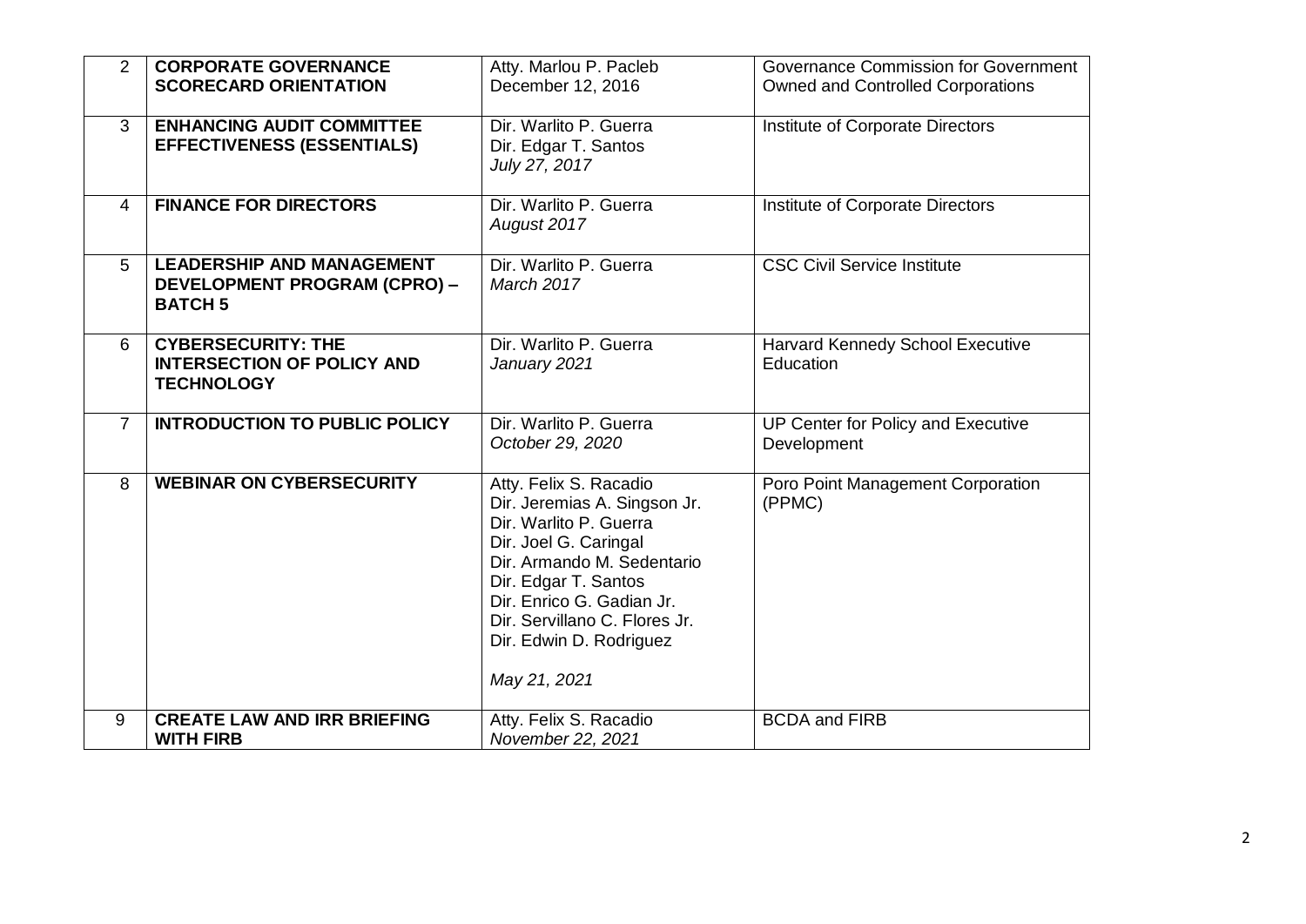| 2 | **CORPORATE GOVERNANCE SCORECARD ORIENTATION** | Atty. Marlou P. Pacleb<br>December 12, 2016 | Governance Commission for Government Owned and Controlled Corporations |
|---|---|---|---|
| 3 | **ENHANCING AUDIT COMMITTEE EFFECTIVENESS (ESSENTIALS)** | Dir. Warlito P. Guerra<br>Dir. Edgar T. Santos<br>*July 27, 2017* | Institute of Corporate Directors |
| 4 | **FINANCE FOR DIRECTORS** | Dir. Warlito P. Guerra<br>*August 2017* | Institute of Corporate Directors |
| 5 | **LEADERSHIP AND MANAGEMENT DEVELOPMENT PROGRAM (CPRO) – BATCH 5** | Dir. Warlito P. Guerra<br>*March 2017* | CSC Civil Service Institute |
| 6 | **CYBERSECURITY: THE INTERSECTION OF POLICY AND TECHNOLOGY** | Dir. Warlito P. Guerra<br>*January 2021* | Harvard Kennedy School Executive Education |
| 7 | **INTRODUCTION TO PUBLIC POLICY** | Dir. Warlito P. Guerra<br>*October 29, 2020* | UP Center for Policy and Executive Development |
| 8 | **WEBINAR ON CYBERSECURITY** | Atty. Felix S. Racadio<br>Dir. Jeremias A. Singson Jr.<br>Dir. Warlito P. Guerra<br>Dir. Joel G. Caringal<br>Dir. Armando M. Sedentario<br>Dir. Edgar T. Santos<br>Dir. Enrico G. Gadian Jr.<br>Dir. Servillano C. Flores Jr.<br>Dir. Edwin D. Rodriguez<br><br>*May 21, 2021* | Poro Point Management Corporation (PPMC) |
| 9 | **CREATE LAW AND IRR BRIEFING WITH FIRB** | Atty. Felix S. Racadio<br>*November 22, 2021* | BCDA and FIRB |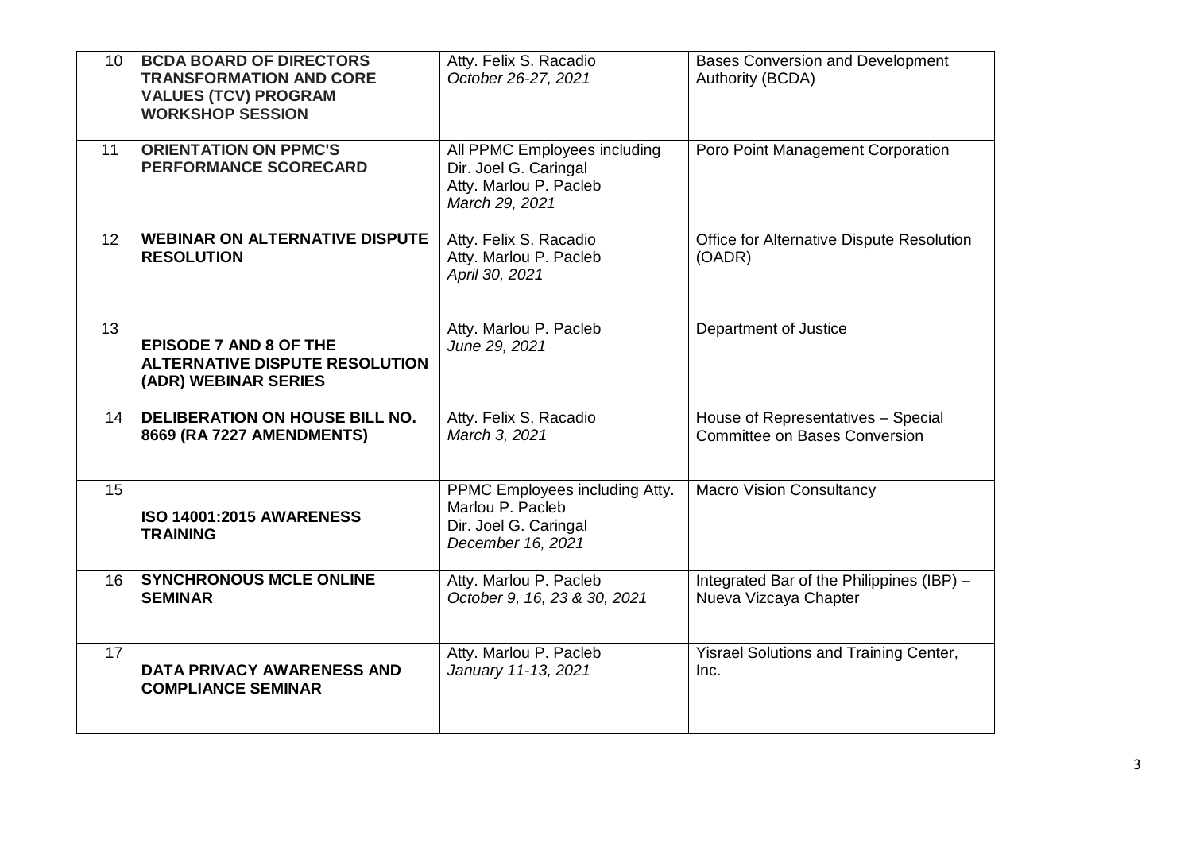| | | | |
|---|---|---|---|
| 10 | **BCDA BOARD OF DIRECTORS TRANSFORMATION AND CORE VALUES (TCV) PROGRAM WORKSHOP SESSION** | Atty. Felix S. Racadio<br>*October 26-27, 2021* | Bases Conversion and Development Authority (BCDA) |
| 11 | **ORIENTATION ON PPMC'S PERFORMANCE SCORECARD** | All PPMC Employees including Dir. Joel G. Caringal<br>Atty. Marlou P. Pacleb<br>*March 29, 2021* | Poro Point Management Corporation |
| 12 | **WEBINAR ON ALTERNATIVE DISPUTE RESOLUTION** | Atty. Felix S. Racadio<br>Atty. Marlou P. Pacleb<br>*April 30, 2021* | Office for Alternative Dispute Resolution (OADR) |
| 13 | **EPISODE 7 AND 8 OF THE ALTERNATIVE DISPUTE RESOLUTION (ADR) WEBINAR SERIES** | Atty. Marlou P. Pacleb<br>*June 29, 2021* | Department of Justice |
| 14 | **DELIBERATION ON HOUSE BILL NO. 8669 (RA 7227 AMENDMENTS)** | Atty. Felix S. Racadio<br>*March 3, 2021* | House of Representatives – Special Committee on Bases Conversion |
| 15 | **ISO 14001:2015 AWARENESS TRAINING** | PPMC Employees including Atty. Marlou P. Pacleb<br>Dir. Joel G. Caringal<br>*December 16, 2021* | Macro Vision Consultancy |
| 16 | **SYNCHRONOUS MCLE ONLINE SEMINAR** | Atty. Marlou P. Pacleb<br>*October 9, 16, 23 & 30, 2021* | Integrated Bar of the Philippines (IBP) – Nueva Vizcaya Chapter |
| 17 | **DATA PRIVACY AWARENESS AND COMPLIANCE SEMINAR** | Atty. Marlou P. Pacleb<br>*January 11-13, 2021* | Yisrael Solutions and Training Center, Inc. |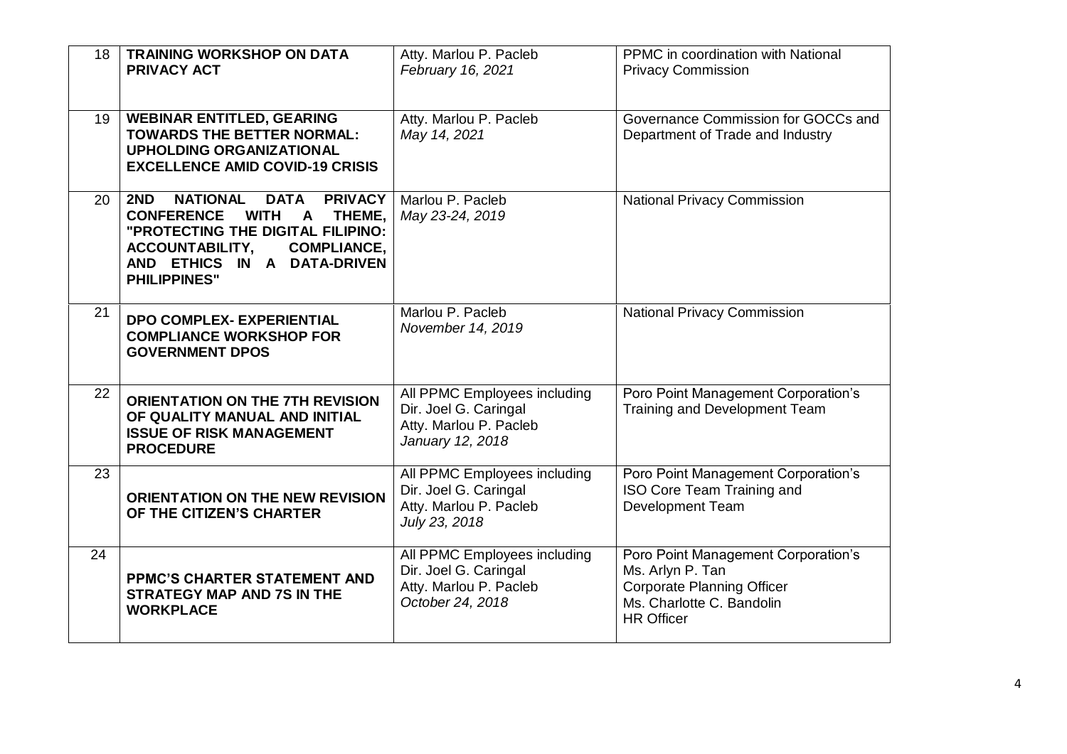| 18 | **TRAINING WORKSHOP ON DATA PRIVACY ACT** | Atty. Marlou P. Pacleb<br>*February 16, 2021* | PPMC in coordination with National Privacy Commission |
|---|---|---|---|
| 19 | **WEBINAR ENTITLED, GEARING TOWARDS THE BETTER NORMAL: UPHOLDING ORGANIZATIONAL EXCELLENCE AMID COVID-19 CRISIS** | Atty. Marlou P. Pacleb<br>*May 14, 2021* | Governance Commission for GOCCs and Department of Trade and Industry |
| 20 | **2ND NATIONAL DATA PRIVACY CONFERENCE WITH A THEME, "PROTECTING THE DIGITAL FILIPINO: ACCOUNTABILITY, COMPLIANCE, AND ETHICS IN A DATA-DRIVEN PHILIPPINES"** | Marlou P. Pacleb<br>*May 23-24, 2019* | National Privacy Commission |
| 21 | **DPO COMPLEX- EXPERIENTIAL COMPLIANCE WORKSHOP FOR GOVERNMENT DPOS** | Marlou P. Pacleb<br>*November 14, 2019* | National Privacy Commission |
| 22 | **ORIENTATION ON THE 7TH REVISION OF QUALITY MANUAL AND INITIAL ISSUE OF RISK MANAGEMENT PROCEDURE** | All PPMC Employees including Dir. Joel G. Caringal Atty. Marlou P. Pacleb<br>*January 12, 2018* | Poro Point Management Corporation's Training and Development Team |
| 23 | **ORIENTATION ON THE NEW REVISION OF THE CITIZEN'S CHARTER** | All PPMC Employees including Dir. Joel G. Caringal Atty. Marlou P. Pacleb<br>*July 23, 2018* | Poro Point Management Corporation's ISO Core Team Training and Development Team |
| 24 | **PPMC'S CHARTER STATEMENT AND STRATEGY MAP AND 7S IN THE WORKPLACE** | All PPMC Employees including Dir. Joel G. Caringal Atty. Marlou P. Pacleb<br>*October 24, 2018* | Poro Point Management Corporation's Ms. Arlyn P. Tan Corporate Planning Officer Ms. Charlotte C. Bandolin HR Officer |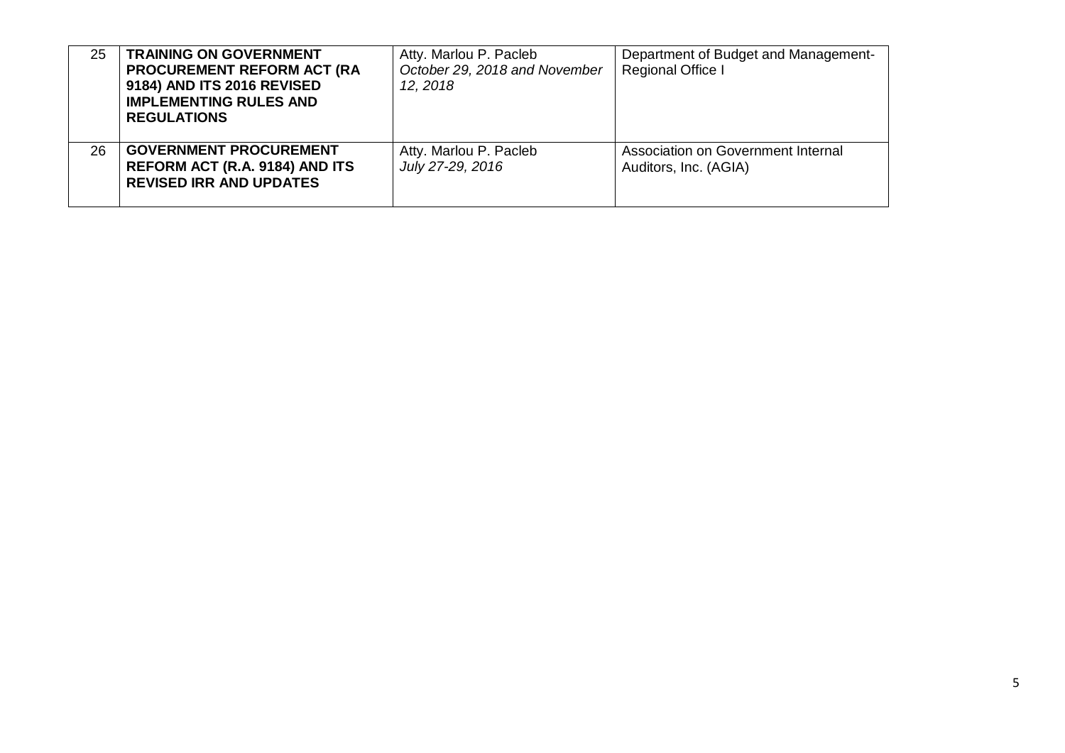| | | | |
|---|---|---|---|
| 25 | **TRAINING ON GOVERNMENT PROCUREMENT REFORM ACT (RA 9184) AND ITS 2016 REVISED IMPLEMENTING RULES AND REGULATIONS** | Atty. Marlou P. Pacleb<br>*October 29, 2018 and November 12, 2018* | Department of Budget and Management-Regional Office I |
| 26 | **GOVERNMENT PROCUREMENT REFORM ACT (R.A. 9184) AND ITS REVISED IRR AND UPDATES** | Atty. Marlou P. Pacleb<br>*July 27-29, 2016* | Association on Government Internal Auditors, Inc. (AGIA) |